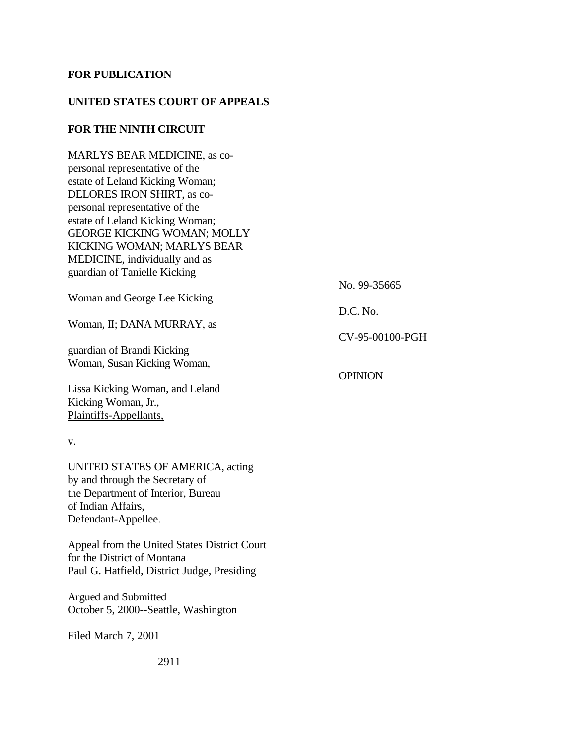**FOR PUBLICATION**

**UNITED STATES COURT OF APPEALS**

**FOR THE NINTH CIRCUIT**

MARLYS BEAR MEDICINE, as co-personal representative of the estate of Leland Kicking Woman; DELORES IRON SHIRT, as co-personal representative of the estate of Leland Kicking Woman; GEORGE KICKING WOMAN; MOLLY KICKING WOMAN; MARLYS BEAR MEDICINE, individually and as guardian of Tanielle Kicking Woman and George Lee Kicking Woman, II; DANA MURRAY, as guardian of Brandi Kicking Woman, Susan Kicking Woman, Lissa Kicking Woman, and Leland Kicking Woman, Jr.,
Plaintiffs-Appellants,

v.

UNITED STATES OF AMERICA, acting by and through the Secretary of the Department of Interior, Bureau of Indian Affairs,
Defendant-Appellee.

No. 99-35665

D.C. No.
CV-95-00100-PGH

OPINION

Appeal from the United States District Court for the District of Montana
Paul G. Hatfield, District Judge, Presiding

Argued and Submitted
October 5, 2000--Seattle, Washington

Filed March 7, 2001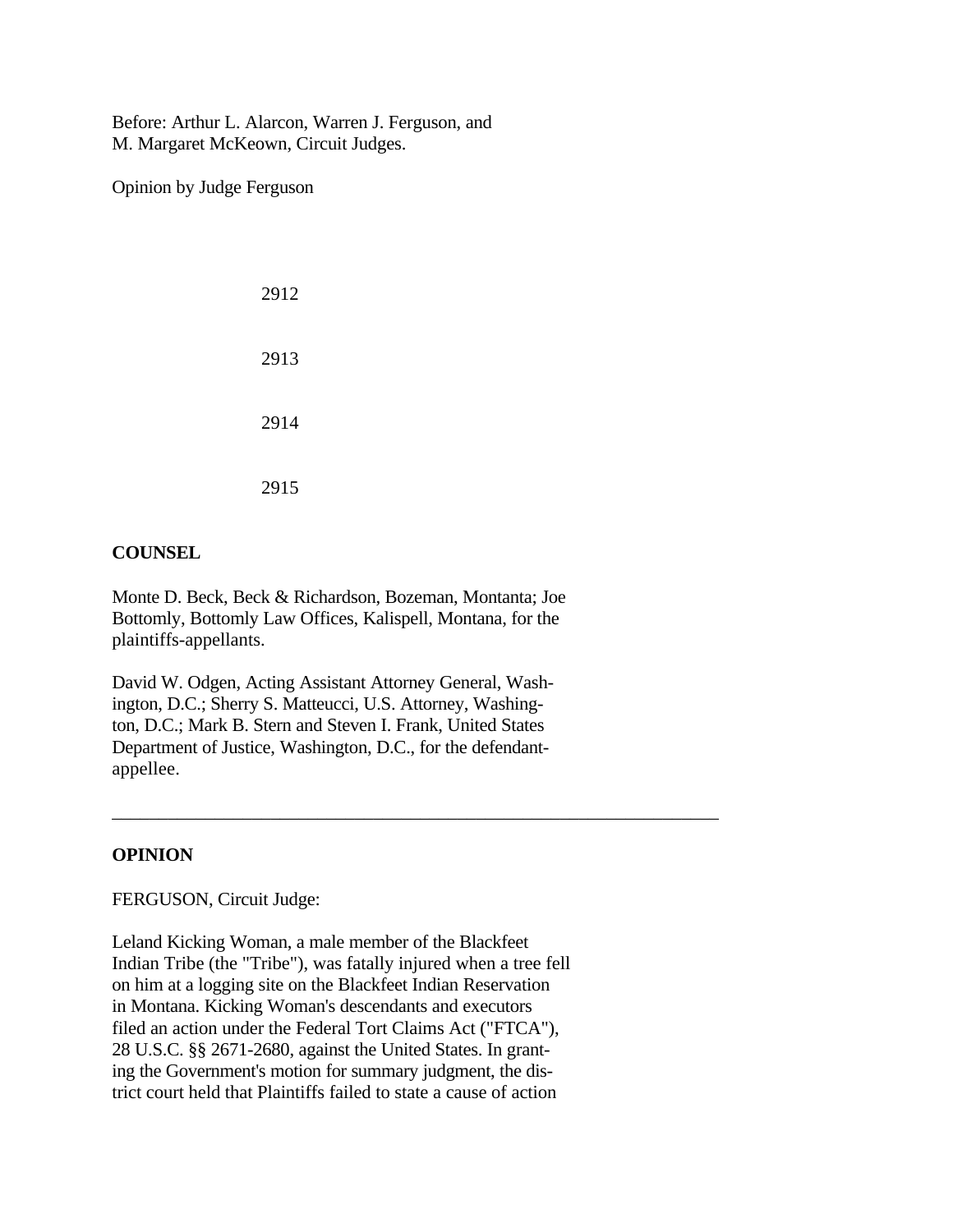Before: Arthur L. Alarcon, Warren J. Ferguson, and
M. Margaret McKeown, Circuit Judges.

Opinion by Judge Ferguson

## COUNSEL

Monte D. Beck, Beck & Richardson, Bozeman, Montanta; Joe Bottomly, Bottomly Law Offices, Kalispell, Montana, for the plaintiffs-appellants.

David W. Odgen, Acting Assistant Attorney General, Washington, D.C.; Sherry S. Matteucci, U.S. Attorney, Washington, D.C.; Mark B. Stern and Steven I. Frank, United States Department of Justice, Washington, D.C., for the defendant-appellee.

---

## OPINION

FERGUSON, Circuit Judge:

Leland Kicking Woman, a male member of the Blackfeet Indian Tribe (the "Tribe"), was fatally injured when a tree fell on him at a logging site on the Blackfeet Indian Reservation in Montana. Kicking Woman's descendants and executors filed an action under the Federal Tort Claims Act ("FTCA"), 28 U.S.C. §§ 2671-2680, against the United States. In granting the Government's motion for summary judgment, the district court held that Plaintiffs failed to state a cause of action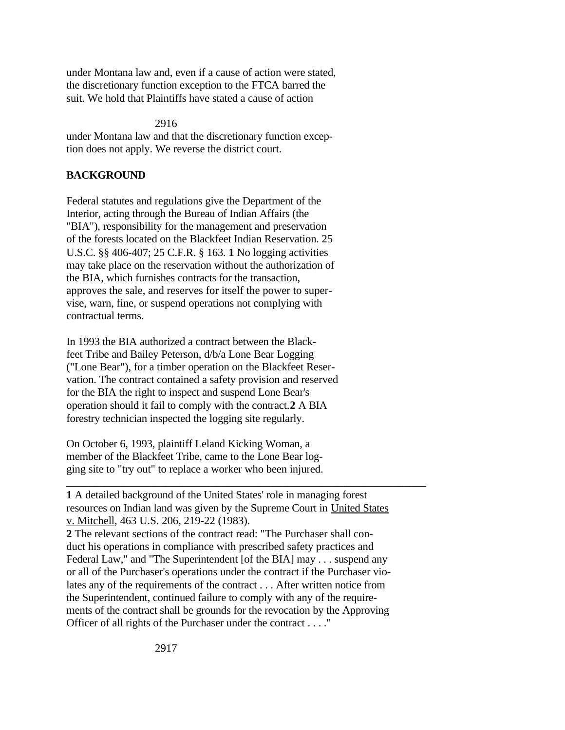under Montana law and, even if a cause of action were stated, the discretionary function exception to the FTCA barred the suit. We hold that Plaintiffs have stated a cause of action under Montana law and that the discretionary function exception does not apply. We reverse the district court.

## BACKGROUND

Federal statutes and regulations give the Department of the Interior, acting through the Bureau of Indian Affairs (the "BIA"), responsibility for the management and preservation of the forests located on the Blackfeet Indian Reservation. 25 U.S.C. §§ 406-407; 25 C.F.R. § 163. **1** No logging activities may take place on the reservation without the authorization of the BIA, which furnishes contracts for the transaction, approves the sale, and reserves for itself the power to supervise, warn, fine, or suspend operations not complying with contractual terms.

In 1993 the BIA authorized a contract between the Blackfeet Tribe and Bailey Peterson, d/b/a Lone Bear Logging ("Lone Bear"), for a timber operation on the Blackfeet Reservation. The contract contained a safety provision and reserved for the BIA the right to inspect and suspend Lone Bear's operation should it fail to comply with the contract.**2** A BIA forestry technician inspected the logging site regularly.

On October 6, 1993, plaintiff Leland Kicking Woman, a member of the Blackfeet Tribe, came to the Lone Bear logging site to "try out" to replace a worker who been injured.

---

**1** A detailed background of the United States' role in managing forest resources on Indian land was given by the Supreme Court in United States v. Mitchell, 463 U.S. 206, 219-22 (1983).

**2** The relevant sections of the contract read: "The Purchaser shall conduct his operations in compliance with prescribed safety practices and Federal Law," and "The Superintendent [of the BIA] may . . . suspend any or all of the Purchaser's operations under the contract if the Purchaser violates any of the requirements of the contract . . . After written notice from the Superintendent, continued failure to comply with any of the requirements of the contract shall be grounds for the revocation by the Approving Officer of all rights of the Purchaser under the contract . . . ."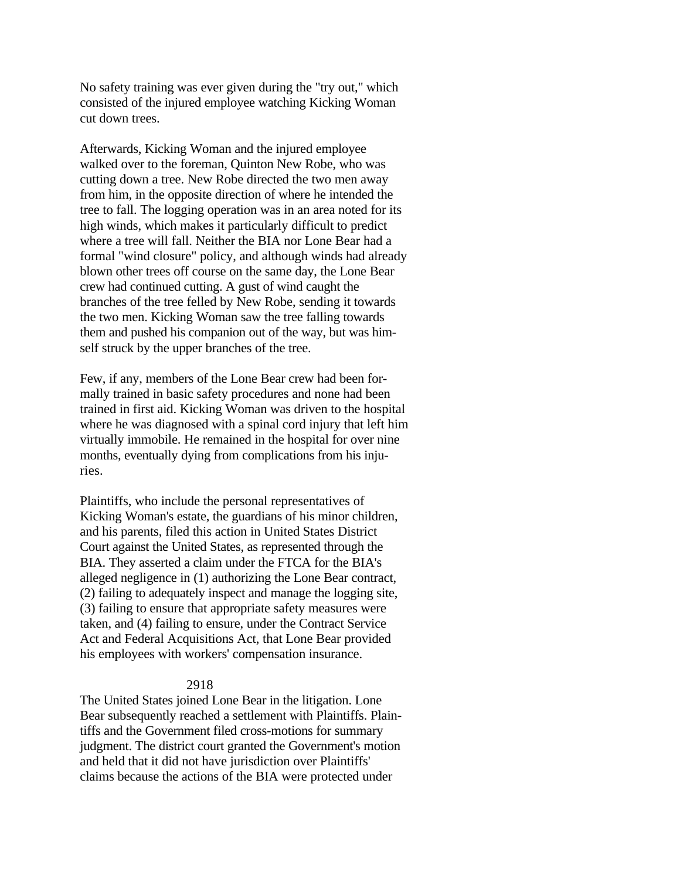No safety training was ever given during the "try out," which consisted of the injured employee watching Kicking Woman cut down trees.

Afterwards, Kicking Woman and the injured employee walked over to the foreman, Quinton New Robe, who was cutting down a tree. New Robe directed the two men away from him, in the opposite direction of where he intended the tree to fall. The logging operation was in an area noted for its high winds, which makes it particularly difficult to predict where a tree will fall. Neither the BIA nor Lone Bear had a formal "wind closure" policy, and although winds had already blown other trees off course on the same day, the Lone Bear crew had continued cutting. A gust of wind caught the branches of the tree felled by New Robe, sending it towards the two men. Kicking Woman saw the tree falling towards them and pushed his companion out of the way, but was himself struck by the upper branches of the tree.

Few, if any, members of the Lone Bear crew had been formally trained in basic safety procedures and none had been trained in first aid. Kicking Woman was driven to the hospital where he was diagnosed with a spinal cord injury that left him virtually immobile. He remained in the hospital for over nine months, eventually dying from complications from his injuries.

Plaintiffs, who include the personal representatives of Kicking Woman's estate, the guardians of his minor children, and his parents, filed this action in United States District Court against the United States, as represented through the BIA. They asserted a claim under the FTCA for the BIA's alleged negligence in (1) authorizing the Lone Bear contract, (2) failing to adequately inspect and manage the logging site, (3) failing to ensure that appropriate safety measures were taken, and (4) failing to ensure, under the Contract Service Act and Federal Acquisitions Act, that Lone Bear provided his employees with workers' compensation insurance.

The United States joined Lone Bear in the litigation. Lone Bear subsequently reached a settlement with Plaintiffs. Plaintiffs and the Government filed cross-motions for summary judgment. The district court granted the Government's motion and held that it did not have jurisdiction over Plaintiffs' claims because the actions of the BIA were protected under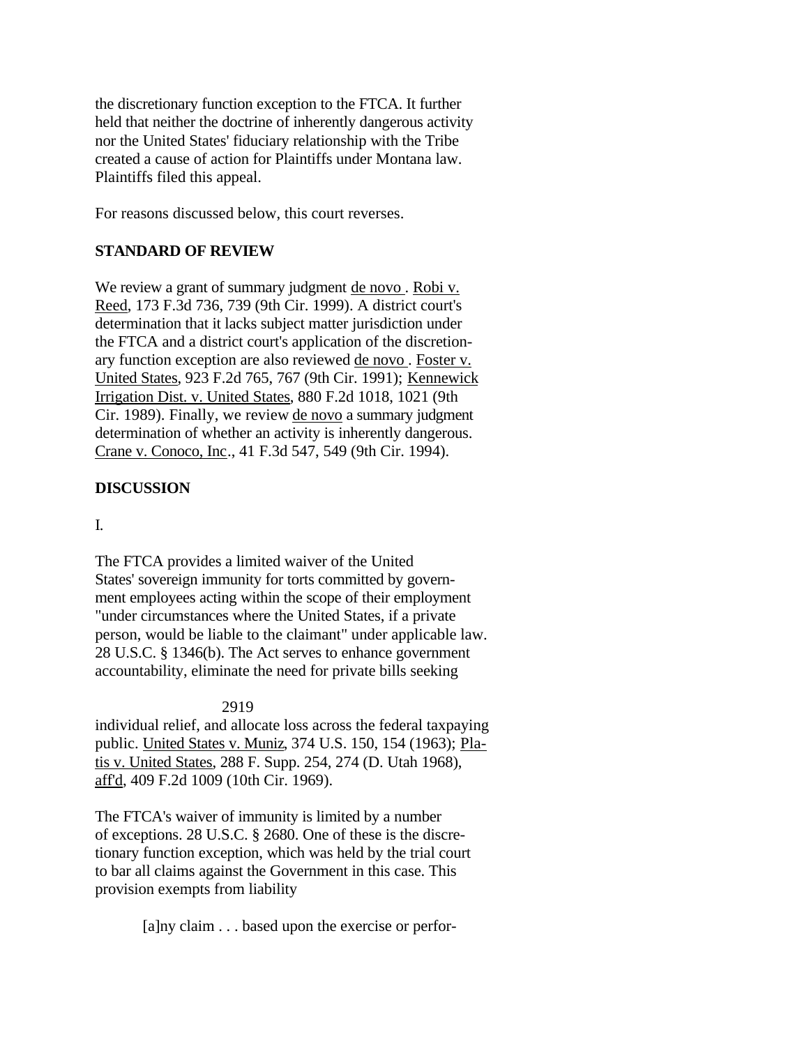the discretionary function exception to the FTCA. It further held that neither the doctrine of inherently dangerous activity nor the United States' fiduciary relationship with the Tribe created a cause of action for Plaintiffs under Montana law. Plaintiffs filed this appeal.

For reasons discussed below, this court reverses.

**STANDARD OF REVIEW**

We review a grant of summary judgment de novo. Robi v. Reed, 173 F.3d 736, 739 (9th Cir. 1999). A district court's determination that it lacks subject matter jurisdiction under the FTCA and a district court's application of the discretionary function exception are also reviewed de novo. Foster v. United States, 923 F.2d 765, 767 (9th Cir. 1991); Kennewick Irrigation Dist. v. United States, 880 F.2d 1018, 1021 (9th Cir. 1989). Finally, we review de novo a summary judgment determination of whether an activity is inherently dangerous. Crane v. Conoco, Inc., 41 F.3d 547, 549 (9th Cir. 1994).

**DISCUSSION**

I.

The FTCA provides a limited waiver of the United States' sovereign immunity for torts committed by government employees acting within the scope of their employment "under circumstances where the United States, if a private person, would be liable to the claimant" under applicable law. 28 U.S.C. § 1346(b). The Act serves to enhance government accountability, eliminate the need for private bills seeking individual relief, and allocate loss across the federal taxpaying public. United States v. Muniz, 374 U.S. 150, 154 (1963); Platis v. United States, 288 F. Supp. 254, 274 (D. Utah 1968), aff'd, 409 F.2d 1009 (10th Cir. 1969).

The FTCA's waiver of immunity is limited by a number of exceptions. 28 U.S.C. § 2680. One of these is the discretionary function exception, which was held by the trial court to bar all claims against the Government in this case. This provision exempts from liability

> [a]ny claim . . . based upon the exercise or perfor-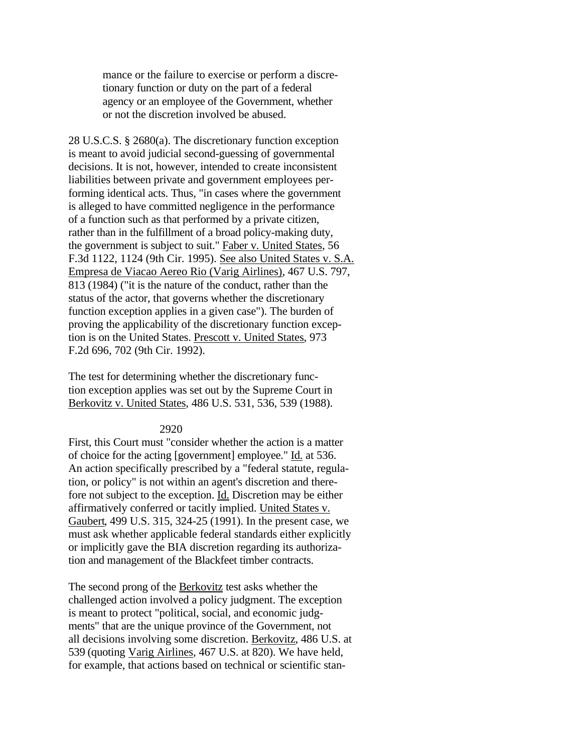> mance or the failure to exercise or perform a discretionary function or duty on the part of a federal agency or an employee of the Government, whether or not the discretion involved be abused.

28 U.S.C.S. § 2680(a). The discretionary function exception is meant to avoid judicial second-guessing of governmental decisions. It is not, however, intended to create inconsistent liabilities between private and government employees performing identical acts. Thus, "in cases where the government is alleged to have committed negligence in the performance of a function such as that performed by a private citizen, rather than in the fulfillment of a broad policy-making duty, the government is subject to suit." Faber v. United States, 56 F.3d 1122, 1124 (9th Cir. 1995). See also United States v. S.A. Empresa de Viacao Aereo Rio (Varig Airlines), 467 U.S. 797, 813 (1984) ("it is the nature of the conduct, rather than the status of the actor, that governs whether the discretionary function exception applies in a given case"). The burden of proving the applicability of the discretionary function exception is on the United States. Prescott v. United States, 973 F.2d 696, 702 (9th Cir. 1992).

The test for determining whether the discretionary function exception applies was set out by the Supreme Court in Berkovitz v. United States, 486 U.S. 531, 536, 539 (1988).

First, this Court must "consider whether the action is a matter of choice for the acting [government] employee." Id. at 536. An action specifically prescribed by a "federal statute, regulation, or policy" is not within an agent's discretion and therefore not subject to the exception. Id. Discretion may be either affirmatively conferred or tacitly implied. United States v. Gaubert, 499 U.S. 315, 324-25 (1991). In the present case, we must ask whether applicable federal standards either explicitly or implicitly gave the BIA discretion regarding its authorization and management of the Blackfeet timber contracts.

The second prong of the Berkovitz test asks whether the challenged action involved a policy judgment. The exception is meant to protect "political, social, and economic judgments" that are the unique province of the Government, not all decisions involving some discretion. Berkovitz, 486 U.S. at 539 (quoting Varig Airlines, 467 U.S. at 820). We have held, for example, that actions based on technical or scientific stan-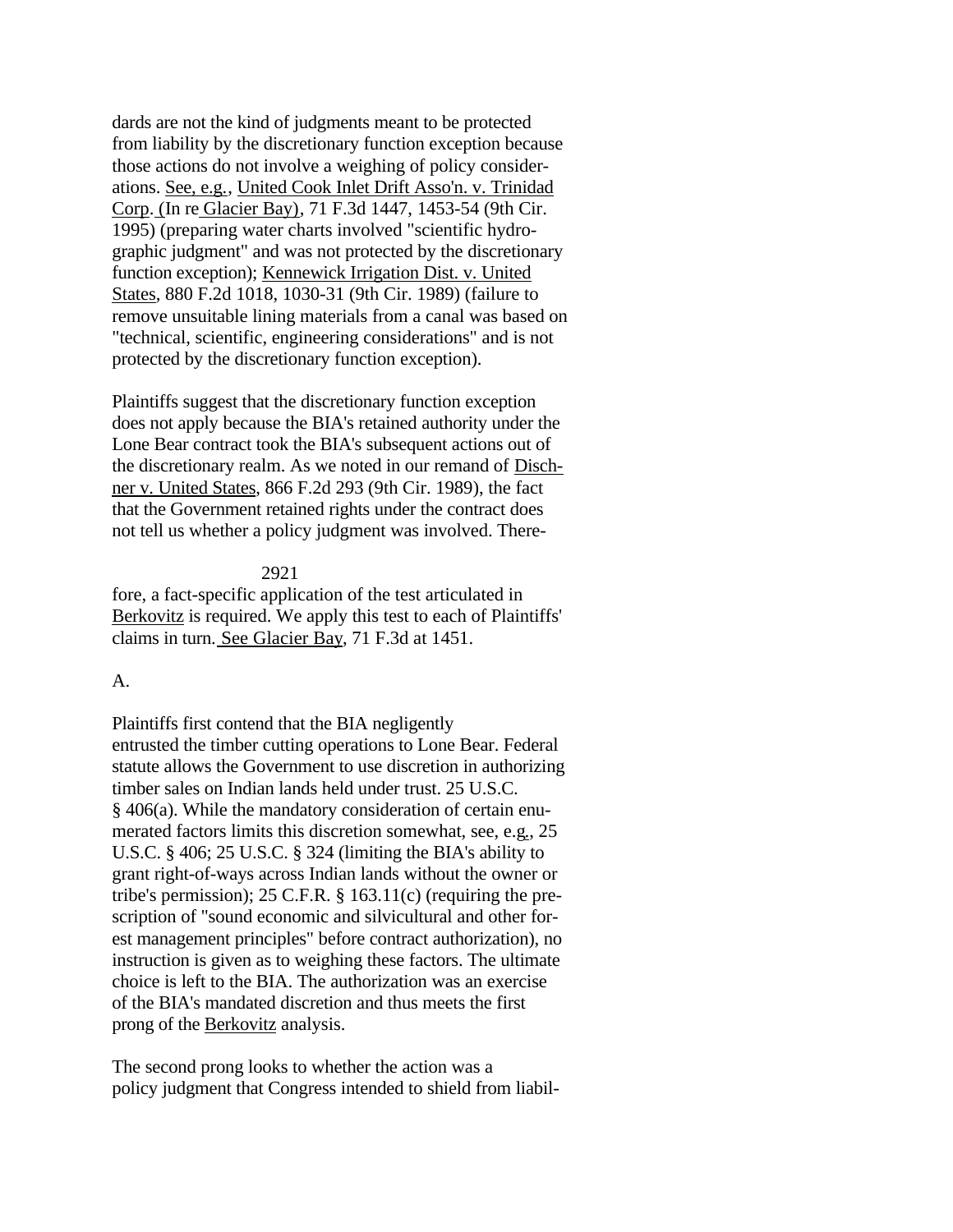dards are not the kind of judgments meant to be protected from liability by the discretionary function exception because those actions do not involve a weighing of policy considerations. See, e.g., United Cook Inlet Drift Asso'n. v. Trinidad Corp. (In re Glacier Bay), 71 F.3d 1447, 1453-54 (9th Cir. 1995) (preparing water charts involved "scientific hydrographic judgment" and was not protected by the discretionary function exception); Kennewick Irrigation Dist. v. United States, 880 F.2d 1018, 1030-31 (9th Cir. 1989) (failure to remove unsuitable lining materials from a canal was based on "technical, scientific, engineering considerations" and is not protected by the discretionary function exception).

Plaintiffs suggest that the discretionary function exception does not apply because the BIA's retained authority under the Lone Bear contract took the BIA's subsequent actions out of the discretionary realm. As we noted in our remand of Dischner v. United States, 866 F.2d 293 (9th Cir. 1989), the fact that the Government retained rights under the contract does not tell us whether a policy judgment was involved. Therefore, a fact-specific application of the test articulated in Berkovitz is required. We apply this test to each of Plaintiffs' claims in turn. See Glacier Bay, 71 F.3d at 1451.

A.

Plaintiffs first contend that the BIA negligently entrusted the timber cutting operations to Lone Bear. Federal statute allows the Government to use discretion in authorizing timber sales on Indian lands held under trust. 25 U.S.C. § 406(a). While the mandatory consideration of certain enumerated factors limits this discretion somewhat, see, e.g., 25 U.S.C. § 406; 25 U.S.C. § 324 (limiting the BIA's ability to grant right-of-ways across Indian lands without the owner or tribe's permission); 25 C.F.R. § 163.11(c) (requiring the prescription of "sound economic and silvicultural and other forest management principles" before contract authorization), no instruction is given as to weighing these factors. The ultimate choice is left to the BIA. The authorization was an exercise of the BIA's mandated discretion and thus meets the first prong of the Berkovitz analysis.

The second prong looks to whether the action was a policy judgment that Congress intended to shield from liabil-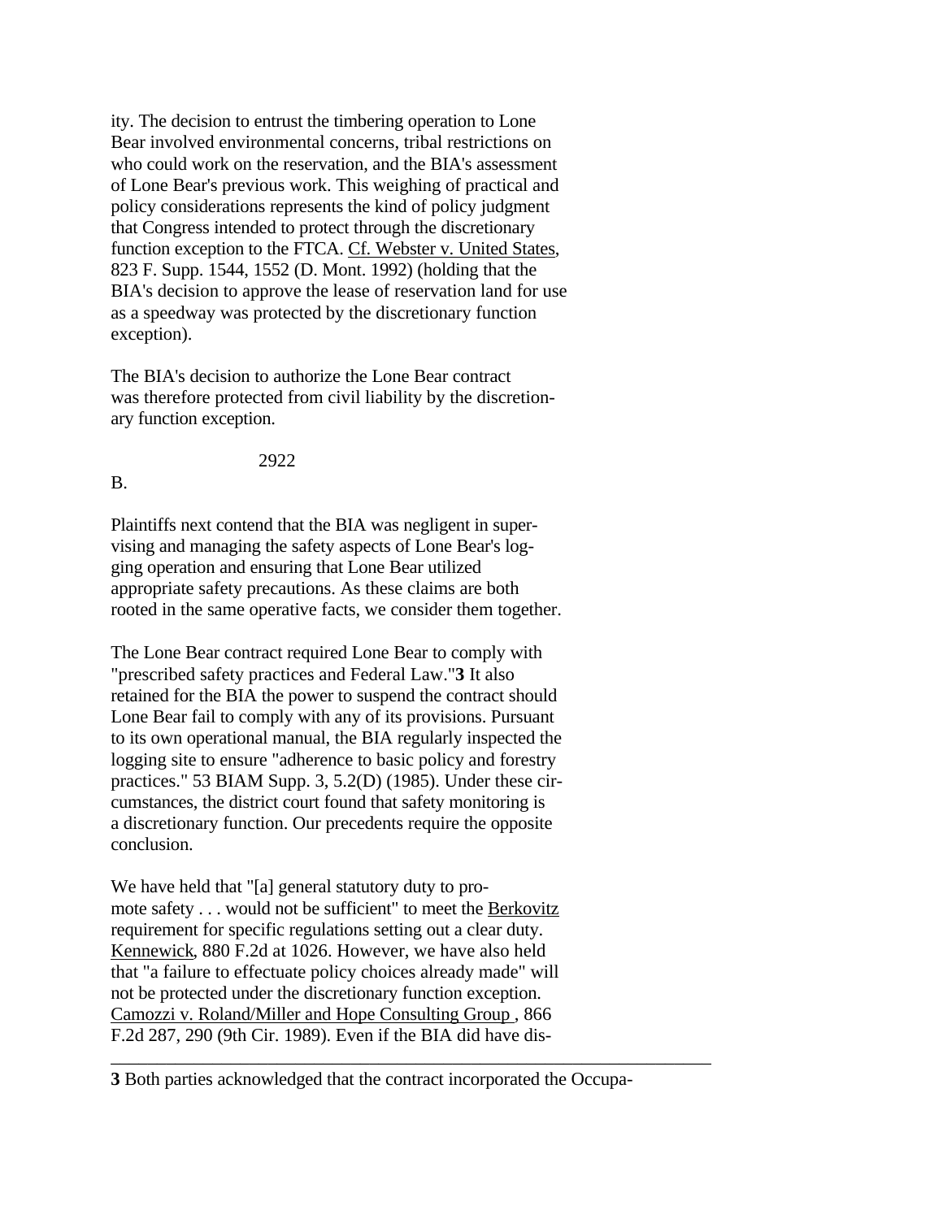ity. The decision to entrust the timbering operation to Lone Bear involved environmental concerns, tribal restrictions on who could work on the reservation, and the BIA's assessment of Lone Bear's previous work. This weighing of practical and policy considerations represents the kind of policy judgment that Congress intended to protect through the discretionary function exception to the FTCA. Cf. Webster v. United States, 823 F. Supp. 1544, 1552 (D. Mont. 1992) (holding that the BIA's decision to approve the lease of reservation land for use as a speedway was protected by the discretionary function exception).

The BIA's decision to authorize the Lone Bear contract was therefore protected from civil liability by the discretionary function exception.

B.

Plaintiffs next contend that the BIA was negligent in supervising and managing the safety aspects of Lone Bear's logging operation and ensuring that Lone Bear utilized appropriate safety precautions. As these claims are both rooted in the same operative facts, we consider them together.

The Lone Bear contract required Lone Bear to comply with "prescribed safety practices and Federal Law."[3] It also retained for the BIA the power to suspend the contract should Lone Bear fail to comply with any of its provisions. Pursuant to its own operational manual, the BIA regularly inspected the logging site to ensure "adherence to basic policy and forestry practices." 53 BIAM Supp. 3, 5.2(D) (1985). Under these circumstances, the district court found that safety monitoring is a discretionary function. Our precedents require the opposite conclusion.

We have held that "[a] general statutory duty to promote safety . . . would not be sufficient" to meet the Berkovitz requirement for specific regulations setting out a clear duty. Kennewick, 880 F.2d at 1026. However, we have also held that "a failure to effectuate policy choices already made" will not be protected under the discretionary function exception. Camozzi v. Roland/Miller and Hope Consulting Group, 866 F.2d 287, 290 (9th Cir. 1989). Even if the BIA did have dis-

---

**3** Both parties acknowledged that the contract incorporated the Occupa-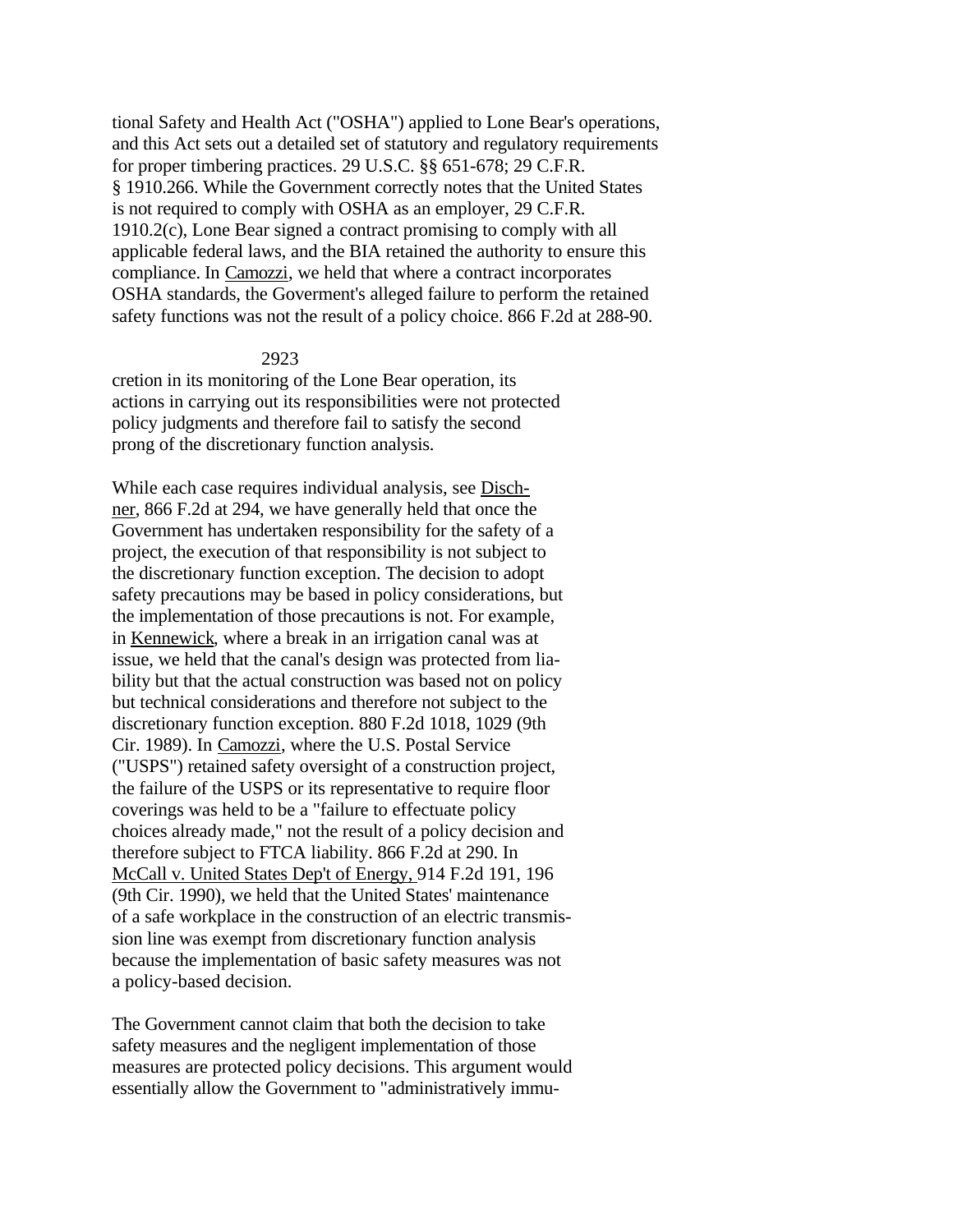tional Safety and Health Act ("OSHA") applied to Lone Bear's operations, and this Act sets out a detailed set of statutory and regulatory requirements for proper timbering practices. 29 U.S.C. §§ 651-678; 29 C.F.R. § 1910.266. While the Government correctly notes that the United States is not required to comply with OSHA as an employer, 29 C.F.R. 1910.2(c), Lone Bear signed a contract promising to comply with all applicable federal laws, and the BIA retained the authority to ensure this compliance. In Camozzi, we held that where a contract incorporates OSHA standards, the Goverment's alleged failure to perform the retained safety functions was not the result of a policy choice. 866 F.2d at 288-90.

cretion in its monitoring of the Lone Bear operation, its actions in carrying out its responsibilities were not protected policy judgments and therefore fail to satisfy the second prong of the discretionary function analysis.

While each case requires individual analysis, see Dischner, 866 F.2d at 294, we have generally held that once the Government has undertaken responsibility for the safety of a project, the execution of that responsibility is not subject to the discretionary function exception. The decision to adopt safety precautions may be based in policy considerations, but the implementation of those precautions is not. For example, in Kennewick, where a break in an irrigation canal was at issue, we held that the canal's design was protected from liability but that the actual construction was based not on policy but technical considerations and therefore not subject to the discretionary function exception. 880 F.2d 1018, 1029 (9th Cir. 1989). In Camozzi, where the U.S. Postal Service ("USPS") retained safety oversight of a construction project, the failure of the USPS or its representative to require floor coverings was held to be a "failure to effectuate policy choices already made," not the result of a policy decision and therefore subject to FTCA liability. 866 F.2d at 290. In McCall v. United States Dep't of Energy, 914 F.2d 191, 196 (9th Cir. 1990), we held that the United States' maintenance of a safe workplace in the construction of an electric transmission line was exempt from discretionary function analysis because the implementation of basic safety measures was not a policy-based decision.

The Government cannot claim that both the decision to take safety measures and the negligent implementation of those measures are protected policy decisions. This argument would essentially allow the Government to "administratively immu-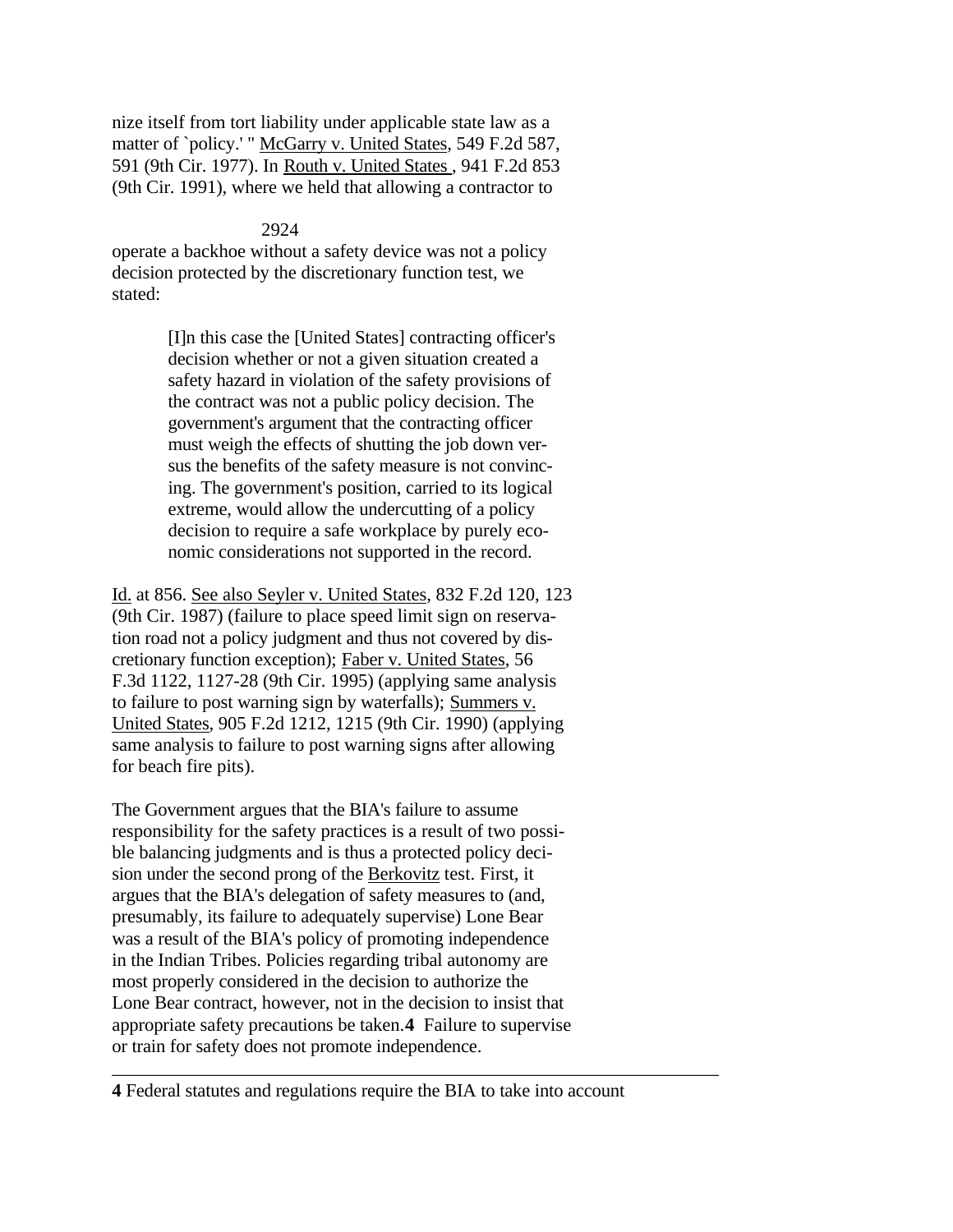nize itself from tort liability under applicable state law as a matter of `policy.' " McGarry v. United States, 549 F.2d 587, 591 (9th Cir. 1977). In Routh v. United States , 941 F.2d 853 (9th Cir. 1991), where we held that allowing a contractor to operate a backhoe without a safety device was not a policy decision protected by the discretionary function test, we stated:

> [I]n this case the [United States] contracting officer's decision whether or not a given situation created a safety hazard in violation of the safety provisions of the contract was not a public policy decision. The government's argument that the contracting officer must weigh the effects of shutting the job down versus the benefits of the safety measure is not convincing. The government's position, carried to its logical extreme, would allow the undercutting of a policy decision to require a safe workplace by purely economic considerations not supported in the record.

Id. at 856. See also Seyler v. United States, 832 F.2d 120, 123 (9th Cir. 1987) (failure to place speed limit sign on reservation road not a policy judgment and thus not covered by discretionary function exception); Faber v. United States, 56 F.3d 1122, 1127-28 (9th Cir. 1995) (applying same analysis to failure to post warning sign by waterfalls); Summers v. United States, 905 F.2d 1212, 1215 (9th Cir. 1990) (applying same analysis to failure to post warning signs after allowing for beach fire pits).

The Government argues that the BIA's failure to assume responsibility for the safety practices is a result of two possible balancing judgments and is thus a protected policy decision under the second prong of the Berkovitz test. First, it argues that the BIA's delegation of safety measures to (and, presumably, its failure to adequately supervise) Lone Bear was a result of the BIA's policy of promoting independence in the Indian Tribes. Policies regarding tribal autonomy are most properly considered in the decision to authorize the Lone Bear contract, however, not in the decision to insist that appropriate safety precautions be taken.**4** Failure to supervise or train for safety does not promote independence.

---

**4** Federal statutes and regulations require the BIA to take into account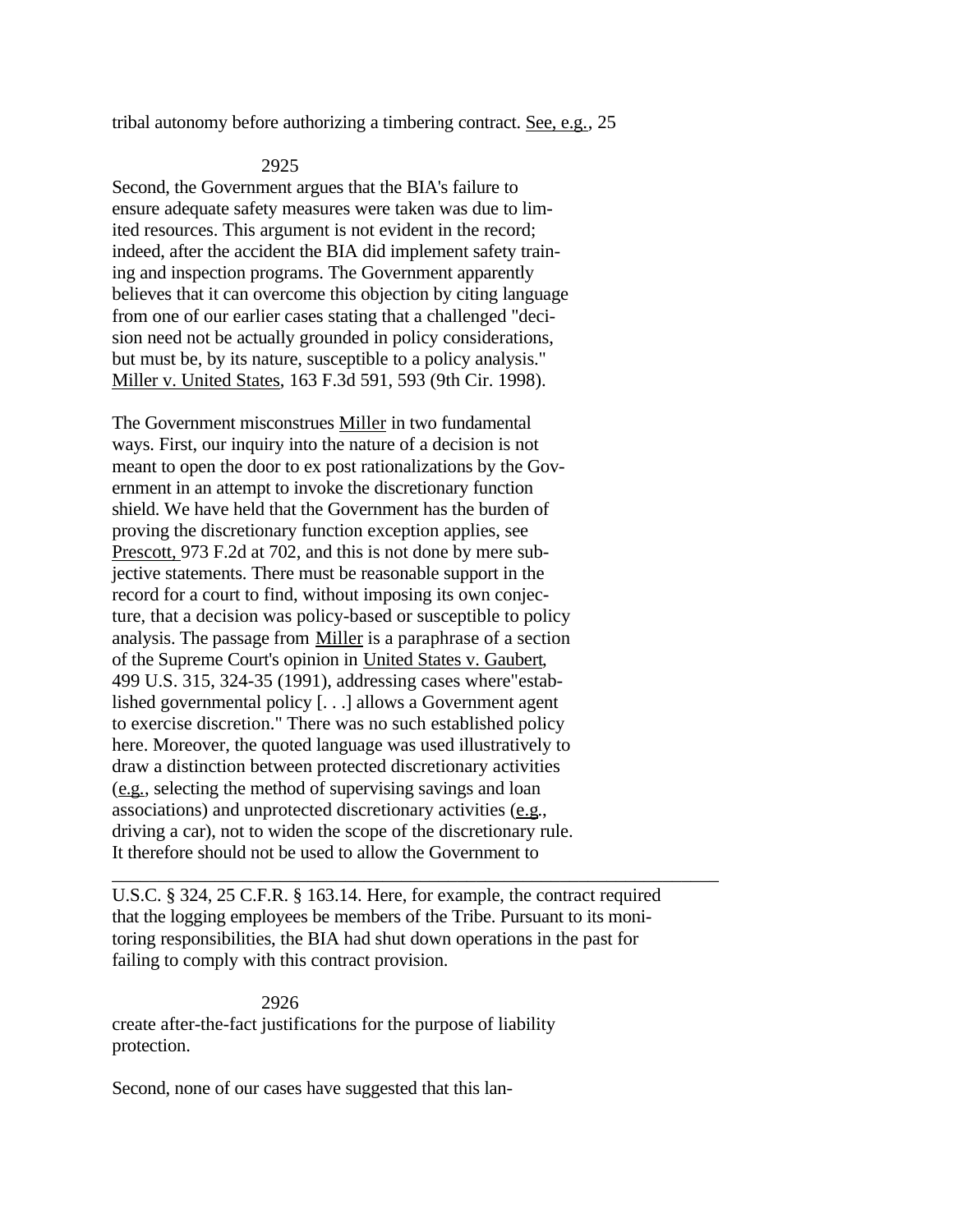tribal autonomy before authorizing a timbering contract. See, e.g., 25

Second, the Government argues that the BIA's failure to ensure adequate safety measures were taken was due to limited resources. This argument is not evident in the record; indeed, after the accident the BIA did implement safety training and inspection programs. The Government apparently believes that it can overcome this objection by citing language from one of our earlier cases stating that a challenged "decision need not be actually grounded in policy considerations, but must be, by its nature, susceptible to a policy analysis." Miller v. United States, 163 F.3d 591, 593 (9th Cir. 1998).

The Government misconstrues Miller in two fundamental ways. First, our inquiry into the nature of a decision is not meant to open the door to ex post rationalizations by the Government in an attempt to invoke the discretionary function shield. We have held that the Government has the burden of proving the discretionary function exception applies, see Prescott, 973 F.2d at 702, and this is not done by mere subjective statements. There must be reasonable support in the record for a court to find, without imposing its own conjecture, that a decision was policy-based or susceptible to policy analysis. The passage from Miller is a paraphrase of a section of the Supreme Court's opinion in United States v. Gaubert, 499 U.S. 315, 324-35 (1991), addressing cases where "established governmental policy [. . .] allows a Government agent to exercise discretion." There was no such established policy here. Moreover, the quoted language was used illustratively to draw a distinction between protected discretionary activities (e.g., selecting the method of supervising savings and loan associations) and unprotected discretionary activities (e.g., driving a car), not to widen the scope of the discretionary rule. It therefore should not be used to allow the Government to create after-the-fact justifications for the purpose of liability protection.

Second, none of our cases have suggested that this lan-

---

U.S.C. § 324, 25 C.F.R. § 163.14. Here, for example, the contract required that the logging employees be members of the Tribe. Pursuant to its monitoring responsibilities, the BIA had shut down operations in the past for failing to comply with this contract provision.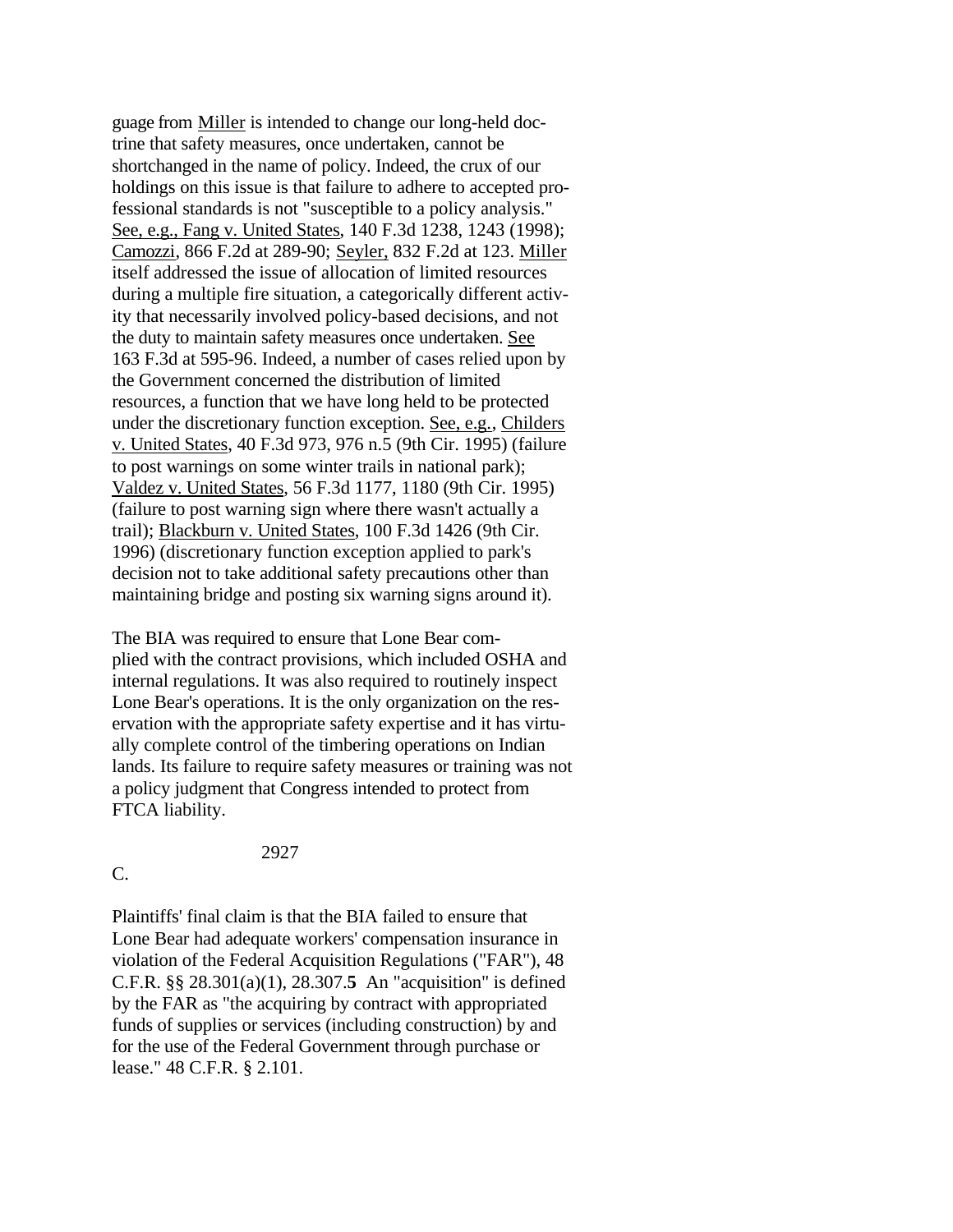guage from Miller is intended to change our long-held doctrine that safety measures, once undertaken, cannot be shortchanged in the name of policy. Indeed, the crux of our holdings on this issue is that failure to adhere to accepted professional standards is not "susceptible to a policy analysis." See, e.g., Fang v. United States, 140 F.3d 1238, 1243 (1998); Camozzi, 866 F.2d at 289-90; Seyler, 832 F.2d at 123. Miller itself addressed the issue of allocation of limited resources during a multiple fire situation, a categorically different activity that necessarily involved policy-based decisions, and not the duty to maintain safety measures once undertaken. See 163 F.3d at 595-96. Indeed, a number of cases relied upon by the Government concerned the distribution of limited resources, a function that we have long held to be protected under the discretionary function exception. See, e.g., Childers v. United States, 40 F.3d 973, 976 n.5 (9th Cir. 1995) (failure to post warnings on some winter trails in national park); Valdez v. United States, 56 F.3d 1177, 1180 (9th Cir. 1995) (failure to post warning sign where there wasn't actually a trail); Blackburn v. United States, 100 F.3d 1426 (9th Cir. 1996) (discretionary function exception applied to park's decision not to take additional safety precautions other than maintaining bridge and posting six warning signs around it).

The BIA was required to ensure that Lone Bear complied with the contract provisions, which included OSHA and internal regulations. It was also required to routinely inspect Lone Bear's operations. It is the only organization on the reservation with the appropriate safety expertise and it has virtually complete control of the timbering operations on Indian lands. Its failure to require safety measures or training was not a policy judgment that Congress intended to protect from FTCA liability.

C.

Plaintiffs' final claim is that the BIA failed to ensure that Lone Bear had adequate workers' compensation insurance in violation of the Federal Acquisition Regulations ("FAR"), 48 C.F.R. §§ 28.301(a)(1), 28.307.**5** An "acquisition" is defined by the FAR as "the acquiring by contract with appropriated funds of supplies or services (including construction) by and for the use of the Federal Government through purchase or lease." 48 C.F.R. § 2.101.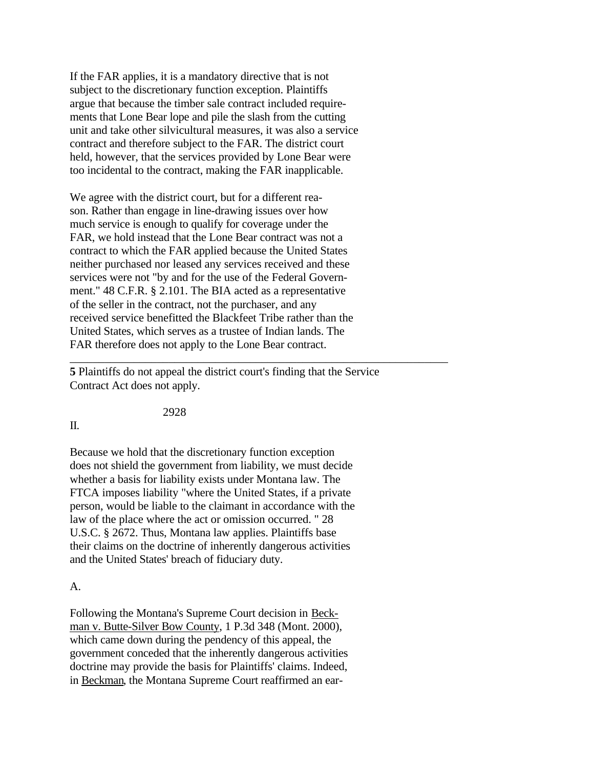If the FAR applies, it is a mandatory directive that is not subject to the discretionary function exception. Plaintiffs argue that because the timber sale contract included requirements that Lone Bear lope and pile the slash from the cutting unit and take other silvicultural measures, it was also a service contract and therefore subject to the FAR. The district court held, however, that the services provided by Lone Bear were too incidental to the contract, making the FAR inapplicable.

We agree with the district court, but for a different reason. Rather than engage in line-drawing issues over how much service is enough to qualify for coverage under the FAR, we hold instead that the Lone Bear contract was not a contract to which the FAR applied because the United States neither purchased nor leased any services received and these services were not "by and for the use of the Federal Government." 48 C.F.R. § 2.101. The BIA acted as a representative of the seller in the contract, not the purchaser, and any received service benefitted the Blackfeet Tribe rather than the United States, which serves as a trustee of Indian lands. The FAR therefore does not apply to the Lone Bear contract.

---

**5** Plaintiffs do not appeal the district court's finding that the Service Contract Act does not apply.

## II.

Because we hold that the discretionary function exception does not shield the government from liability, we must decide whether a basis for liability exists under Montana law. The FTCA imposes liability "where the United States, if a private person, would be liable to the claimant in accordance with the law of the place where the act or omission occurred. " 28 U.S.C. § 2672. Thus, Montana law applies. Plaintiffs base their claims on the doctrine of inherently dangerous activities and the United States' breach of fiduciary duty.

### A.

Following the Montana's Supreme Court decision in Beckman v. Butte-Silver Bow County, 1 P.3d 348 (Mont. 2000), which came down during the pendency of this appeal, the government conceded that the inherently dangerous activities doctrine may provide the basis for Plaintiffs' claims. Indeed, in Beckman, the Montana Supreme Court reaffirmed an ear-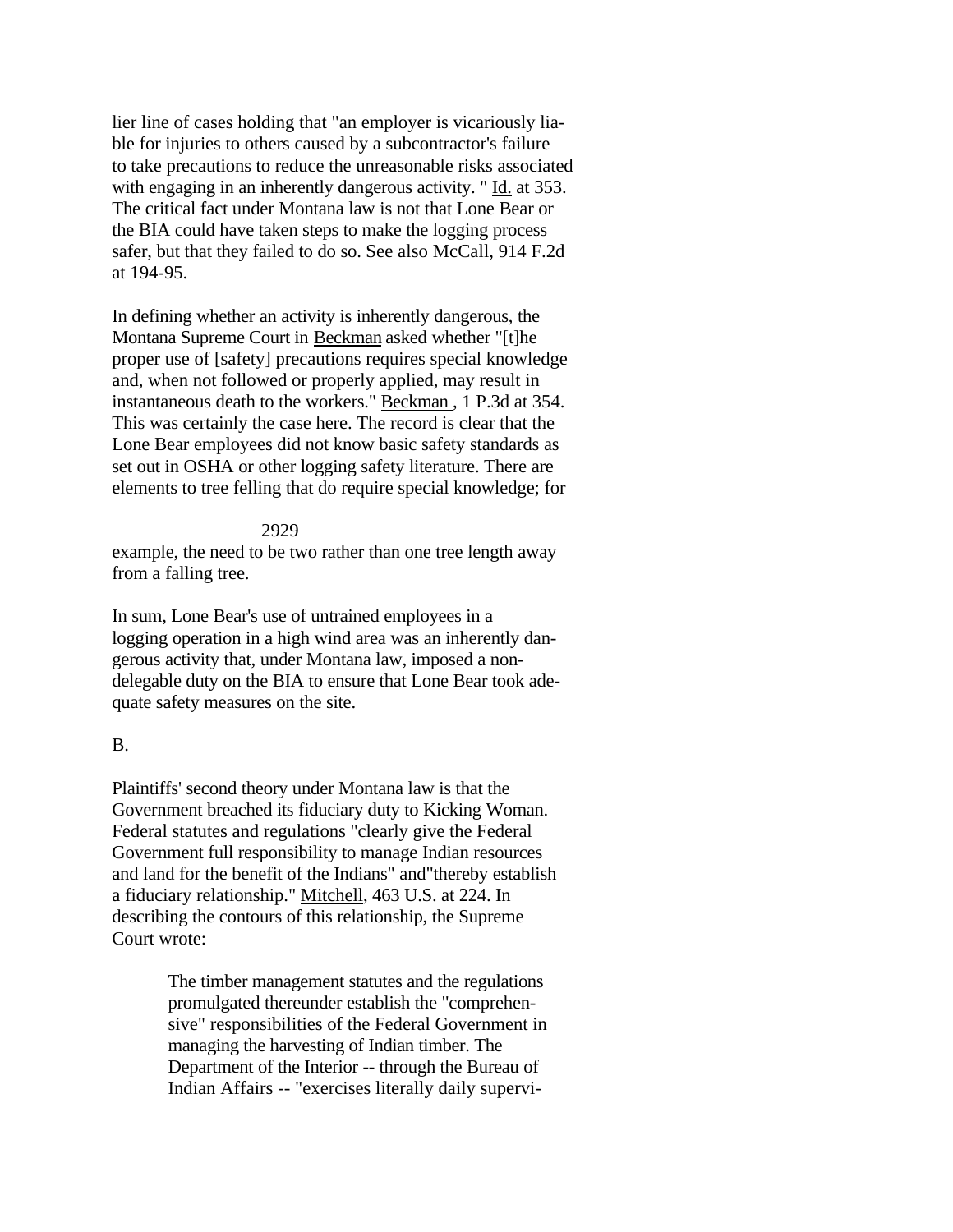lier line of cases holding that "an employer is vicariously liable for injuries to others caused by a subcontractor's failure to take precautions to reduce the unreasonable risks associated with engaging in an inherently dangerous activity. " Id. at 353. The critical fact under Montana law is not that Lone Bear or the BIA could have taken steps to make the logging process safer, but that they failed to do so. See also McCall, 914 F.2d at 194-95.

In defining whether an activity is inherently dangerous, the Montana Supreme Court in Beckman asked whether "[t]he proper use of [safety] precautions requires special knowledge and, when not followed or properly applied, may result in instantaneous death to the workers." Beckman , 1 P.3d at 354. This was certainly the case here. The record is clear that the Lone Bear employees did not know basic safety standards as set out in OSHA or other logging safety literature. There are elements to tree felling that do require special knowledge; for example, the need to be two rather than one tree length away from a falling tree.

In sum, Lone Bear's use of untrained employees in a logging operation in a high wind area was an inherently dangerous activity that, under Montana law, imposed a non-delegable duty on the BIA to ensure that Lone Bear took adequate safety measures on the site.

B.

Plaintiffs' second theory under Montana law is that the Government breached its fiduciary duty to Kicking Woman. Federal statutes and regulations "clearly give the Federal Government full responsibility to manage Indian resources and land for the benefit of the Indians" and"thereby establish a fiduciary relationship." Mitchell, 463 U.S. at 224. In describing the contours of this relationship, the Supreme Court wrote:

> The timber management statutes and the regulations promulgated thereunder establish the "comprehensive" responsibilities of the Federal Government in managing the harvesting of Indian timber. The Department of the Interior -- through the Bureau of Indian Affairs -- "exercises literally daily supervi-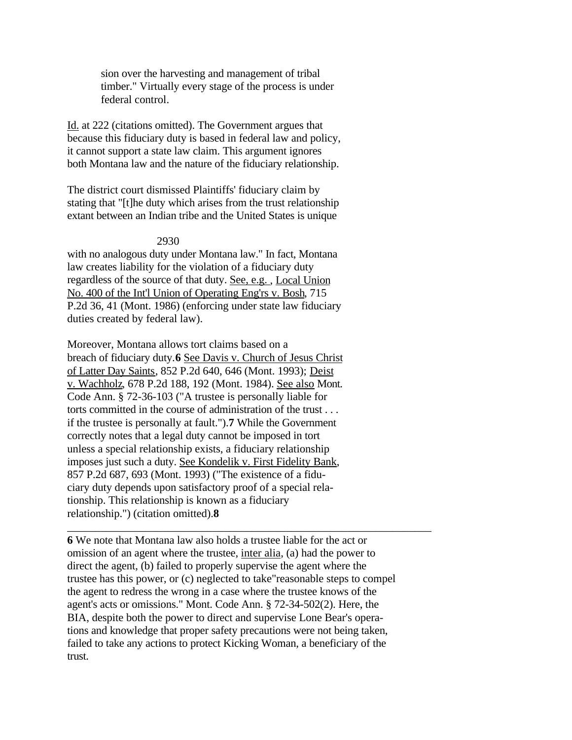> sion over the harvesting and management of tribal timber." Virtually every stage of the process is under federal control.

Id. at 222 (citations omitted). The Government argues that because this fiduciary duty is based in federal law and policy, it cannot support a state law claim. This argument ignores both Montana law and the nature of the fiduciary relationship.

The district court dismissed Plaintiffs' fiduciary claim by stating that "[t]he duty which arises from the trust relationship extant between an Indian tribe and the United States is unique with no analogous duty under Montana law." In fact, Montana law creates liability for the violation of a fiduciary duty regardless of the source of that duty. See, e.g., Local Union No. 400 of the Int'l Union of Operating Eng'rs v. Bosh, 715 P.2d 36, 41 (Mont. 1986) (enforcing under state law fiduciary duties created by federal law).

Moreover, Montana allows tort claims based on a breach of fiduciary duty.**6** See Davis v. Church of Jesus Christ of Latter Day Saints, 852 P.2d 640, 646 (Mont. 1993); Deist v. Wachholz, 678 P.2d 188, 192 (Mont. 1984). See also Mont. Code Ann. § 72-36-103 ("A trustee is personally liable for torts committed in the course of administration of the trust . . . if the trustee is personally at fault.").**7** While the Government correctly notes that a legal duty cannot be imposed in tort unless a special relationship exists, a fiduciary relationship imposes just such a duty. See Kondelik v. First Fidelity Bank, 857 P.2d 687, 693 (Mont. 1993) ("The existence of a fiduciary duty depends upon satisfactory proof of a special relationship. This relationship is known as a fiduciary relationship.") (citation omitted).**8**

---

**6** We note that Montana law also holds a trustee liable for the act or omission of an agent where the trustee, inter alia, (a) had the power to direct the agent, (b) failed to properly supervise the agent where the trustee has this power, or (c) neglected to take"reasonable steps to compel the agent to redress the wrong in a case where the trustee knows of the agent's acts or omissions." Mont. Code Ann. § 72-34-502(2). Here, the BIA, despite both the power to direct and supervise Lone Bear's operations and knowledge that proper safety precautions were not being taken, failed to take any actions to protect Kicking Woman, a beneficiary of the trust.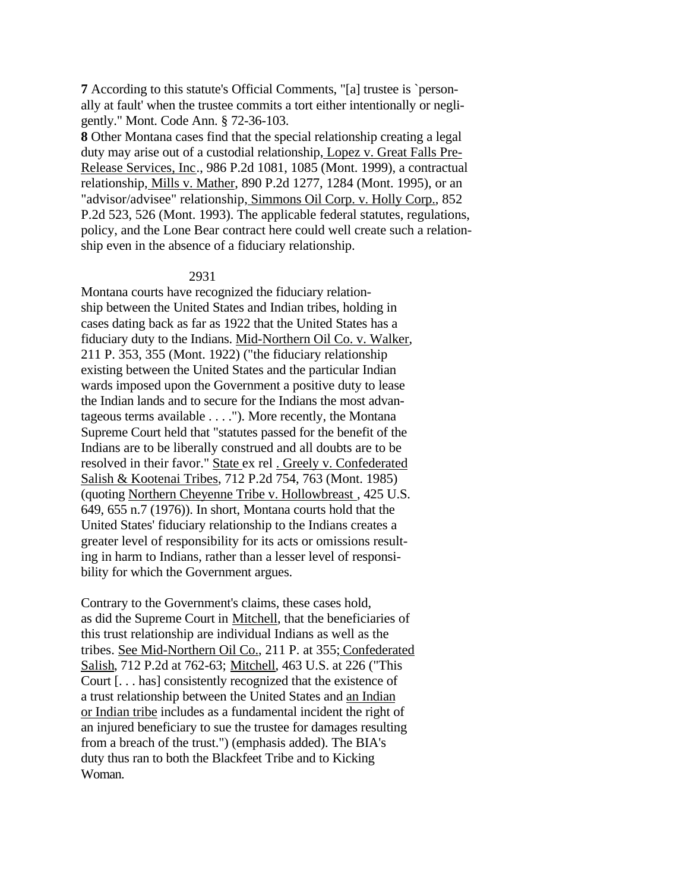**7** According to this statute's Official Comments, "[a] trustee is `personally at fault' when the trustee commits a tort either intentionally or negligently." Mont. Code Ann. § 72-36-103.

**8** Other Montana cases find that the special relationship creating a legal duty may arise out of a custodial relationship, Lopez v. Great Falls Pre-Release Services, Inc., 986 P.2d 1081, 1085 (Mont. 1999), a contractual relationship, Mills v. Mather, 890 P.2d 1277, 1284 (Mont. 1995), or an "advisor/advisee" relationship, Simmons Oil Corp. v. Holly Corp., 852 P.2d 523, 526 (Mont. 1993). The applicable federal statutes, regulations, policy, and the Lone Bear contract here could well create such a relationship even in the absence of a fiduciary relationship.

Montana courts have recognized the fiduciary relationship between the United States and Indian tribes, holding in cases dating back as far as 1922 that the United States has a fiduciary duty to the Indians. Mid-Northern Oil Co. v. Walker, 211 P. 353, 355 (Mont. 1922) ("the fiduciary relationship existing between the United States and the particular Indian wards imposed upon the Government a positive duty to lease the Indian lands and to secure for the Indians the most advantageous terms available . . . ."). More recently, the Montana Supreme Court held that "statutes passed for the benefit of the Indians are to be liberally construed and all doubts are to be resolved in their favor." State ex rel. Greely v. Confederated Salish & Kootenai Tribes, 712 P.2d 754, 763 (Mont. 1985) (quoting Northern Cheyenne Tribe v. Hollowbreast, 425 U.S. 649, 655 n.7 (1976)). In short, Montana courts hold that the United States' fiduciary relationship to the Indians creates a greater level of responsibility for its acts or omissions resulting in harm to Indians, rather than a lesser level of responsibility for which the Government argues.

Contrary to the Government's claims, these cases hold, as did the Supreme Court in Mitchell, that the beneficiaries of this trust relationship are individual Indians as well as the tribes. See Mid-Northern Oil Co., 211 P. at 355; Confederated Salish, 712 P.2d at 762-63; Mitchell, 463 U.S. at 226 ("This Court [. . . has] consistently recognized that the existence of a trust relationship between the United States and an Indian or Indian tribe includes as a fundamental incident the right of an injured beneficiary to sue the trustee for damages resulting from a breach of the trust.") (emphasis added). The BIA's duty thus ran to both the Blackfeet Tribe and to Kicking Woman.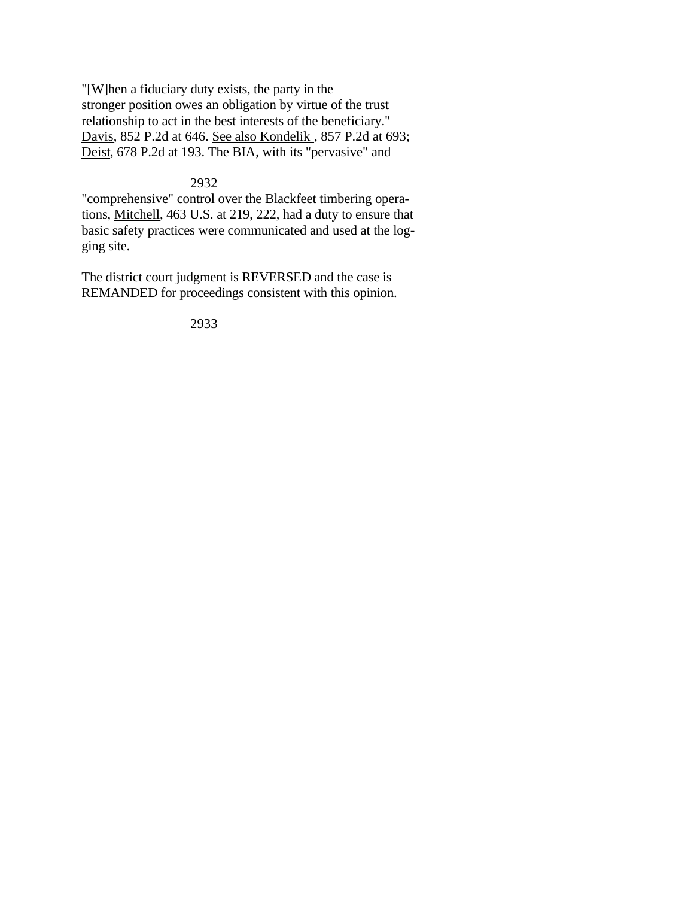"[W]hen a fiduciary duty exists, the party in the stronger position owes an obligation by virtue of the trust relationship to act in the best interests of the beneficiary." Davis, 852 P.2d at 646. See also Kondelik , 857 P.2d at 693; Deist, 678 P.2d at 193. The BIA, with its "pervasive" and "comprehensive" control over the Blackfeet timbering operations, Mitchell, 463 U.S. at 219, 222, had a duty to ensure that basic safety practices were communicated and used at the logging site.

The district court judgment is REVERSED and the case is REMANDED for proceedings consistent with this opinion.